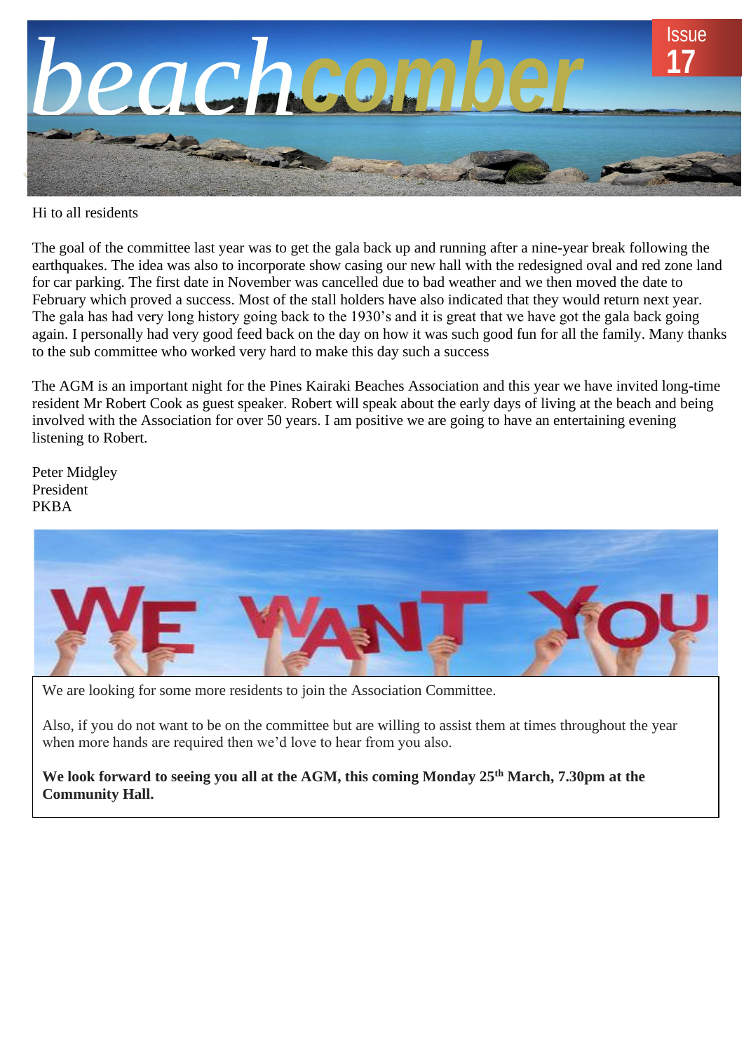# beachcomber

Issue 17

Hi to all residents

The goal of the committee last year was to get the gala back up and running after a nine-year break following the earthquakes. The idea was also to incorporate show casing our new hall with the redesigned oval and red zone land for car parking. The first date in November was cancelled due to bad weather and we then moved the date to February which proved a success. Most of the stall holders have also indicated that they would return next year. The gala has had very long history going back to the 1930's and it is great that we have got the gala back going again. I personally had very good feed back on the day on how it was such good fun for all the family. Many thanks to the sub committee who worked very hard to make this day such a success

The AGM is an important night for the Pines Kairaki Beaches Association and this year we have invited long-time resident Mr Robert Cook as guest speaker. Robert will speak about the early days of living at the beach and being involved with the Association for over 50 years. I am positive we are going to have an entertaining evening listening to Robert.

Peter Midgley
President
PKBA

## WE WANT YOU

We are looking for some more residents to join the Association Committee.

Also, if you do not want to be on the committee but are willing to assist them at times throughout the year when more hands are required then we'd love to hear from you also.

**We look forward to seeing you all at the AGM, this coming Monday 25th March, 7.30pm at the Community Hall.**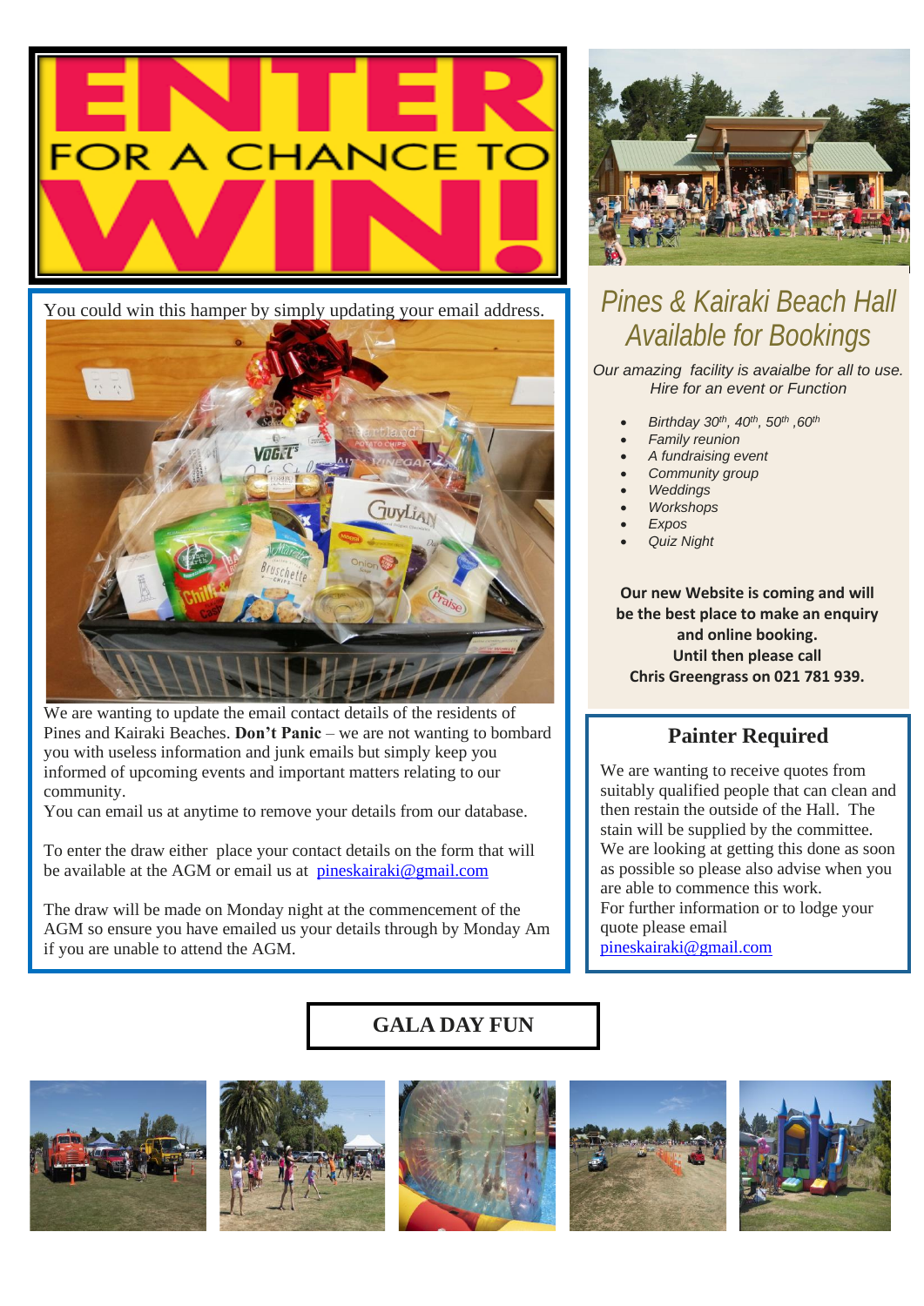# ENTER FOR A CHANCE TO WIN!

You could win this hamper by simply updating your email address.

We are wanting to update the email contact details of the residents of Pines and Kairaki Beaches. **Don't Panic** – we are not wanting to bombard you with useless information and junk emails but simply keep you informed of upcoming events and important matters relating to our community.

You can email us at anytime to remove your details from our database.

To enter the draw either place your contact details on the form that will be available at the AGM or email us at pineskairaki@gmail.com

The draw will be made on Monday night at the commencement of the AGM so ensure you have emailed us your details through by Monday Am if you are unable to attend the AGM.

## *Pines & Kairaki Beach Hall Available for Bookings*

*Our amazing facility is avaialbe for all to use. Hire for an event or Function*

- *Birthday 30th, 40th, 50th ,60th*
- *Family reunion*
- *A fundraising event*
- *Community group*
- *Weddings*
- *Workshops*
- *Expos*
- *Quiz Night*

**Our new Website is coming and will be the best place to make an enquiry and online booking. Until then please call Chris Greengrass on 021 781 939.**

## Painter Required

We are wanting to receive quotes from suitably qualified people that can clean and then restain the outside of the Hall. The stain will be supplied by the committee. We are looking at getting this done as soon as possible so please also advise when you are able to commence this work.

For further information or to lodge your quote please email pineskairaki@gmail.com

## GALA DAY FUN